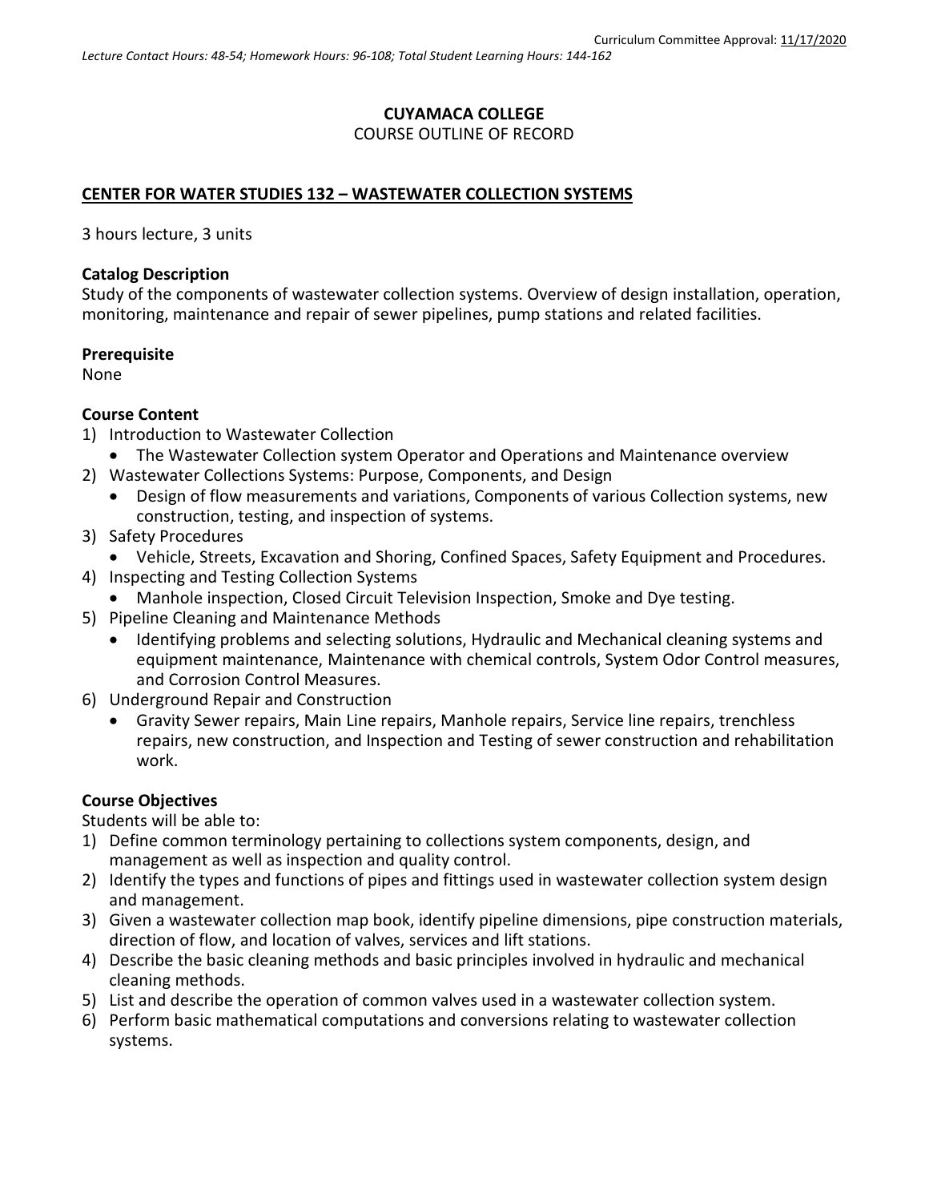Curriculum Committee Approval: 11/17/2020

*Lecture Contact Hours: 48-54; Homework Hours: 96-108; Total Student Learning Hours: 144-162*

**CUYAMACA COLLEGE**

COURSE OUTLINE OF RECORD

**CENTER FOR WATER STUDIES 132 – WASTEWATER COLLECTION SYSTEMS**

3 hours lecture, 3 units

**Catalog Description**

Study of the components of wastewater collection systems. Overview of design installation, operation, monitoring, maintenance and repair of sewer pipelines, pump stations and related facilities.

**Prerequisite**

None

**Course Content**

1) Introduction to Wastewater Collection
   - The Wastewater Collection system Operator and Operations and Maintenance overview
2) Wastewater Collections Systems: Purpose, Components, and Design
   - Design of flow measurements and variations, Components of various Collection systems, new construction, testing, and inspection of systems.
3) Safety Procedures
   - Vehicle, Streets, Excavation and Shoring, Confined Spaces, Safety Equipment and Procedures.
4) Inspecting and Testing Collection Systems
   - Manhole inspection, Closed Circuit Television Inspection, Smoke and Dye testing.
5) Pipeline Cleaning and Maintenance Methods
   - Identifying problems and selecting solutions, Hydraulic and Mechanical cleaning systems and equipment maintenance, Maintenance with chemical controls, System Odor Control measures, and Corrosion Control Measures.
6) Underground Repair and Construction
   - Gravity Sewer repairs, Main Line repairs, Manhole repairs, Service line repairs, trenchless repairs, new construction, and Inspection and Testing of sewer construction and rehabilitation work.

**Course Objectives**

Students will be able to:

1) Define common terminology pertaining to collections system components, design, and management as well as inspection and quality control.
2) Identify the types and functions of pipes and fittings used in wastewater collection system design and management.
3) Given a wastewater collection map book, identify pipeline dimensions, pipe construction materials, direction of flow, and location of valves, services and lift stations.
4) Describe the basic cleaning methods and basic principles involved in hydraulic and mechanical cleaning methods.
5) List and describe the operation of common valves used in a wastewater collection system.
6) Perform basic mathematical computations and conversions relating to wastewater collection systems.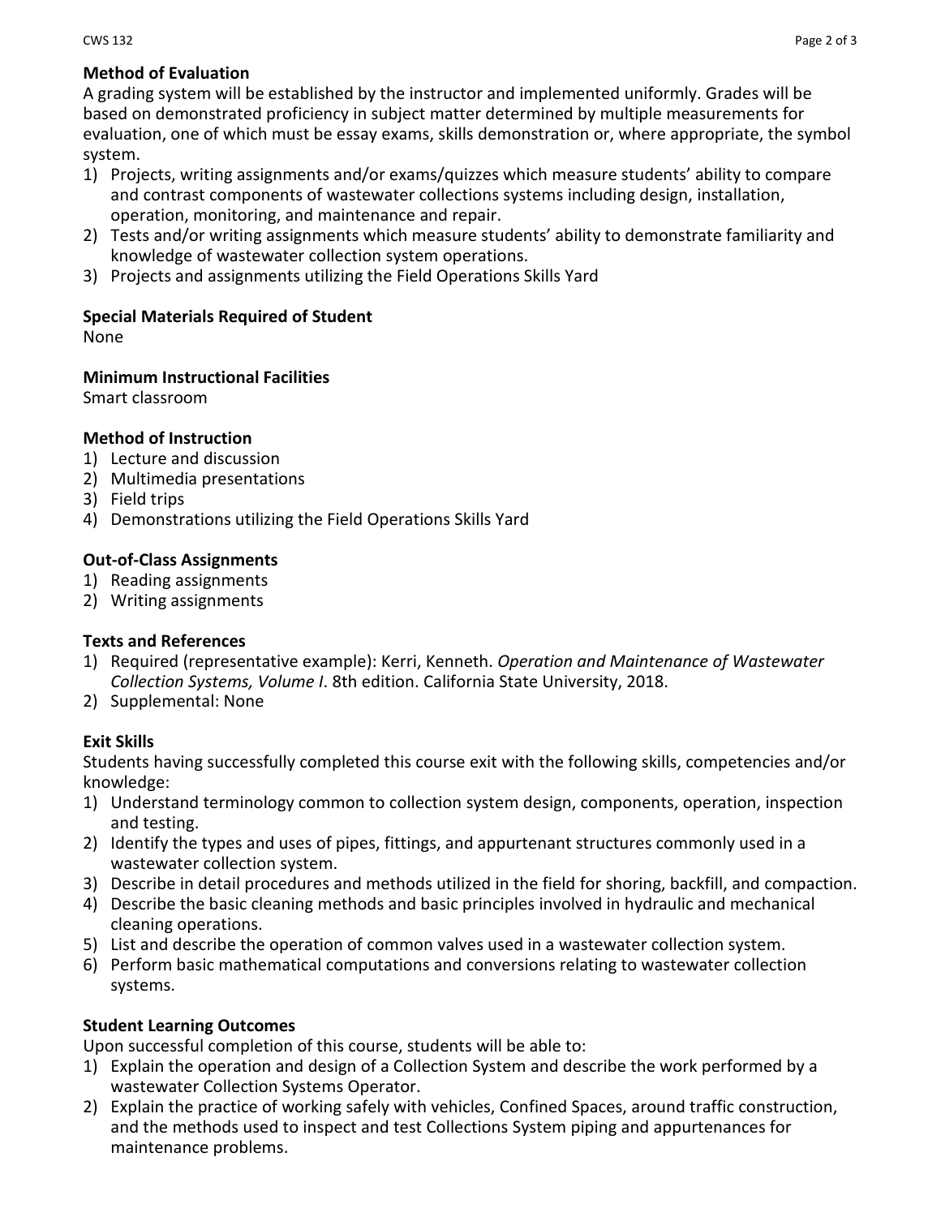**Method of Evaluation**

A grading system will be established by the instructor and implemented uniformly. Grades will be based on demonstrated proficiency in subject matter determined by multiple measurements for evaluation, one of which must be essay exams, skills demonstration or, where appropriate, the symbol system.

1) Projects, writing assignments and/or exams/quizzes which measure students' ability to compare and contrast components of wastewater collections systems including design, installation, operation, monitoring, and maintenance and repair.
2) Tests and/or writing assignments which measure students' ability to demonstrate familiarity and knowledge of wastewater collection system operations.
3) Projects and assignments utilizing the Field Operations Skills Yard

**Special Materials Required of Student**

None

**Minimum Instructional Facilities**

Smart classroom

**Method of Instruction**

1) Lecture and discussion
2) Multimedia presentations
3) Field trips
4) Demonstrations utilizing the Field Operations Skills Yard

**Out-of-Class Assignments**

1) Reading assignments
2) Writing assignments

**Texts and References**

1) Required (representative example): Kerri, Kenneth. *Operation and Maintenance of Wastewater Collection Systems, Volume I*. 8th edition. California State University, 2018.
2) Supplemental: None

**Exit Skills**

Students having successfully completed this course exit with the following skills, competencies and/or knowledge:

1) Understand terminology common to collection system design, components, operation, inspection and testing.
2) Identify the types and uses of pipes, fittings, and appurtenant structures commonly used in a wastewater collection system.
3) Describe in detail procedures and methods utilized in the field for shoring, backfill, and compaction.
4) Describe the basic cleaning methods and basic principles involved in hydraulic and mechanical cleaning operations.
5) List and describe the operation of common valves used in a wastewater collection system.
6) Perform basic mathematical computations and conversions relating to wastewater collection systems.

**Student Learning Outcomes**

Upon successful completion of this course, students will be able to:

1) Explain the operation and design of a Collection System and describe the work performed by a wastewater Collection Systems Operator.
2) Explain the practice of working safely with vehicles, Confined Spaces, around traffic construction, and the methods used to inspect and test Collections System piping and appurtenances for maintenance problems.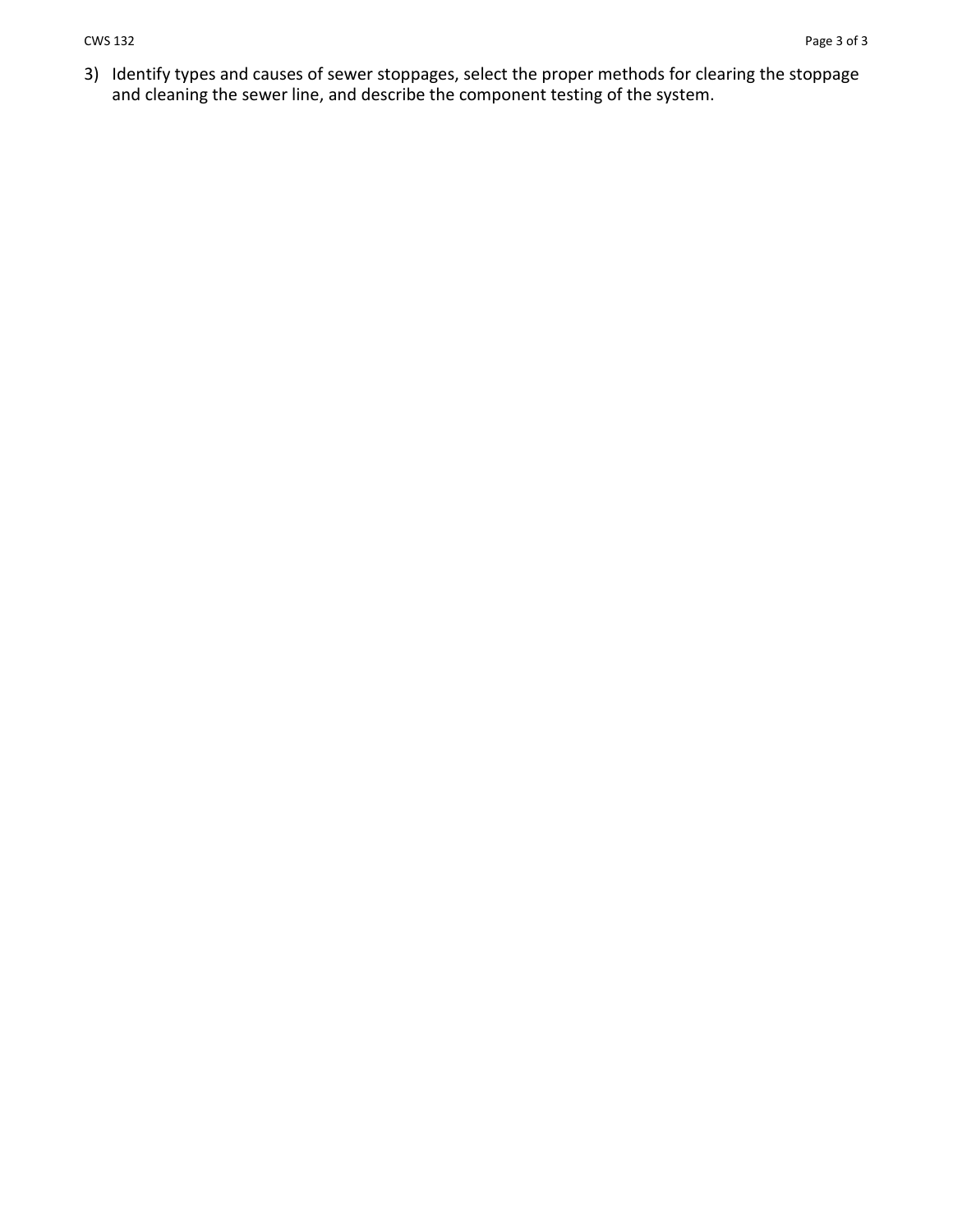3) Identify types and causes of sewer stoppages, select the proper methods for clearing the stoppage and cleaning the sewer line, and describe the component testing of the system.